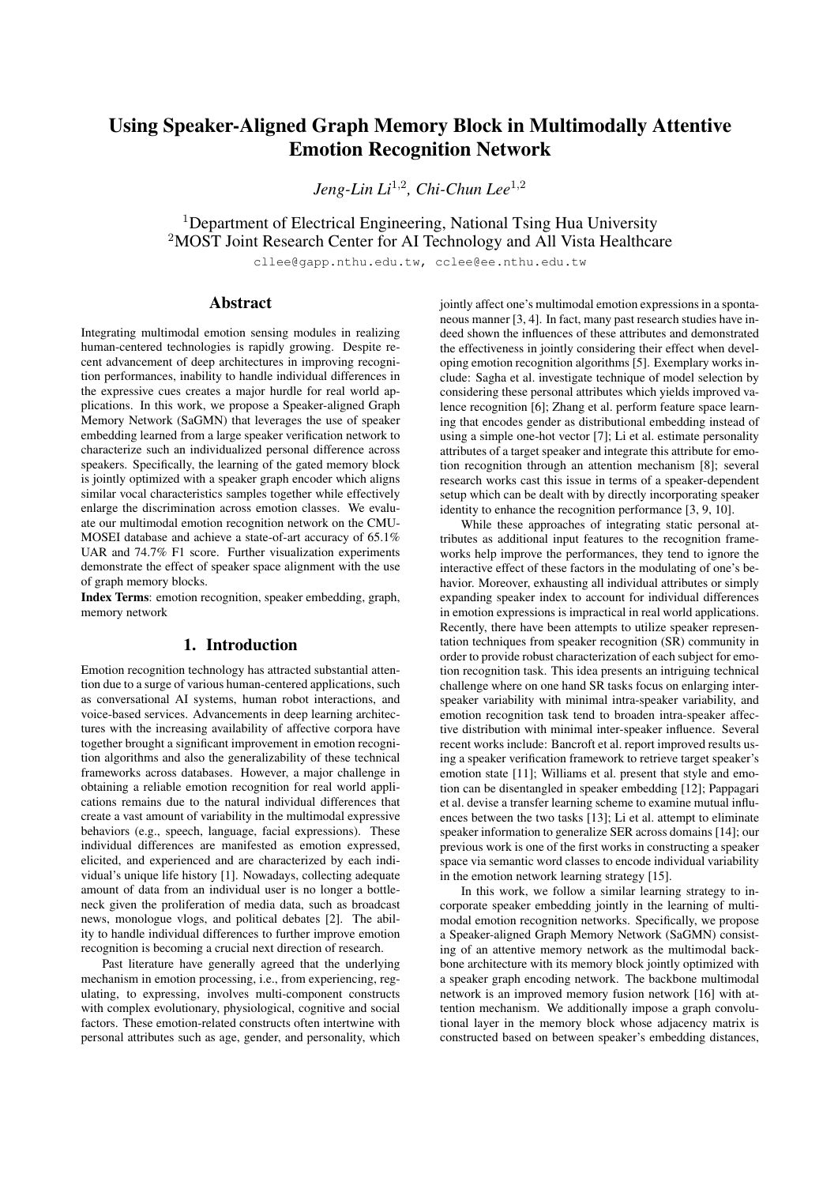# Using Speaker-Aligned Graph Memory Block in Multimodally Attentive Emotion Recognition Network

*Jeng-Lin Li*[1,2], *Chi-Chun Lee*[1,2]

[1]Department of Electrical Engineering, National Tsing Hua University
[2]MOST Joint Research Center for AI Technology and All Vista Healthcare

cllee@gapp.nthu.edu.tw, cclee@ee.nthu.edu.tw

## Abstract

Integrating multimodal emotion sensing modules in realizing human-centered technologies is rapidly growing. Despite recent advancement of deep architectures in improving recognition performances, inability to handle individual differences in the expressive cues creates a major hurdle for real world applications. In this work, we propose a Speaker-aligned Graph Memory Network (SaGMN) that leverages the use of speaker embedding learned from a large speaker verification network to characterize such an individualized personal difference across speakers. Specifically, the learning of the gated memory block is jointly optimized with a speaker graph encoder which aligns similar vocal characteristics samples together while effectively enlarge the discrimination across emotion classes. We evaluate our multimodal emotion recognition network on the CMU-MOSEI database and achieve a state-of-art accuracy of 65.1% UAR and 74.7% F1 score. Further visualization experiments demonstrate the effect of speaker space alignment with the use of graph memory blocks.

**Index Terms**: emotion recognition, speaker embedding, graph, memory network

## 1. Introduction

Emotion recognition technology has attracted substantial attention due to a surge of various human-centered applications, such as conversational AI systems, human robot interactions, and voice-based services. Advancements in deep learning architectures with the increasing availability of affective corpora have together brought a significant improvement in emotion recognition algorithms and also the generalizability of these technical frameworks across databases. However, a major challenge in obtaining a reliable emotion recognition for real world applications remains due to the natural individual differences that create a vast amount of variability in the multimodal expressive behaviors (e.g., speech, language, facial expressions). These individual differences are manifested as emotion expressed, elicited, and experienced and are characterized by each individual's unique life history [1]. Nowadays, collecting adequate amount of data from an individual user is no longer a bottleneck given the proliferation of media data, such as broadcast news, monologue vlogs, and political debates [2]. The ability to handle individual differences to further improve emotion recognition is becoming a crucial next direction of research.

Past literature have generally agreed that the underlying mechanism in emotion processing, i.e., from experiencing, regulating, to expressing, involves multi-component constructs with complex evolutionary, physiological, cognitive and social factors. These emotion-related constructs often intertwine with personal attributes such as age, gender, and personality, which jointly affect one's multimodal emotion expressions in a spontaneous manner [3, 4]. In fact, many past research studies have indeed shown the influences of these attributes and demonstrated the effectiveness in jointly considering their effect when developing emotion recognition algorithms [5]. Exemplary works include: Sagha et al. investigate technique of model selection by considering these personal attributes which yields improved valence recognition [6]; Zhang et al. perform feature space learning that encodes gender as distributional embedding instead of using a simple one-hot vector [7]; Li et al. estimate personality attributes of a target speaker and integrate this attribute for emotion recognition through an attention mechanism [8]; several research works cast this issue in terms of a speaker-dependent setup which can be dealt with by directly incorporating speaker identity to enhance the recognition performance [3, 9, 10].

While these approaches of integrating static personal attributes as additional input features to the recognition frameworks help improve the performances, they tend to ignore the interactive effect of these factors in the modulating of one's behavior. Moreover, exhausting all individual attributes or simply expanding speaker index to account for individual differences in emotion expressions is impractical in real world applications. Recently, there have been attempts to utilize speaker representation techniques from speaker recognition (SR) community in order to provide robust characterization of each subject for emotion recognition task. This idea presents an intriguing technical challenge where on one hand SR tasks focus on enlarging inter-speaker variability with minimal intra-speaker variability, and emotion recognition task tend to broaden intra-speaker affective distribution with minimal inter-speaker influence. Several recent works include: Bancroft et al. report improved results using a speaker verification framework to retrieve target speaker's emotion state [11]; Williams et al. present that style and emotion can be disentangled in speaker embedding [12]; Pappagari et al. devise a transfer learning scheme to examine mutual influences between the two tasks [13]; Li et al. attempt to eliminate speaker information to generalize SER across domains [14]; our previous work is one of the first works in constructing a speaker space via semantic word classes to encode individual variability in the emotion network learning strategy [15].

In this work, we follow a similar learning strategy to incorporate speaker embedding jointly in the learning of multimodal emotion recognition networks. Specifically, we propose a Speaker-aligned Graph Memory Network (SaGMN) consisting of an attentive memory network as the multimodal backbone architecture with its memory block jointly optimized with a speaker graph encoding network. The backbone multimodal network is an improved memory fusion network [16] with attention mechanism. We additionally impose a graph convolutional layer in the memory block whose adjacency matrix is constructed based on between speaker's embedding distances,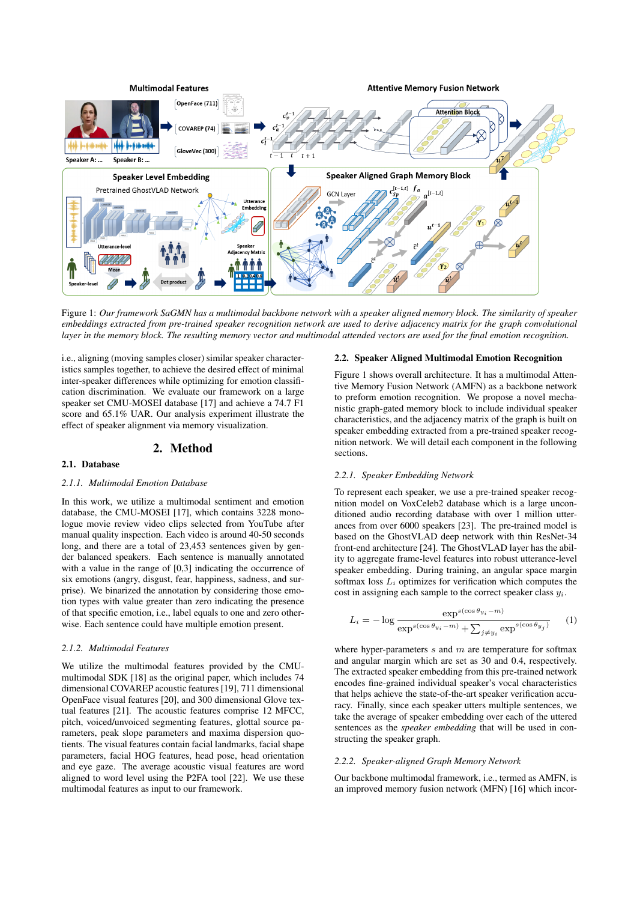Figure 1: *Our framework SaGMN has a multimodal backbone network with a speaker aligned memory block. The similarity of speaker embeddings extracted from pre-trained speaker recognition network are used to derive adjacency matrix for the graph convolutional layer in the memory block. The resulting memory vector and multimodal attended vectors are used for the final emotion recognition.*

i.e., aligning (moving samples closer) similar speaker characteristics samples together, to achieve the desired effect of minimal inter-speaker differences while optimizing for emotion classification discrimination. We evaluate our framework on a large speaker set CMU-MOSEI database [17] and achieve a 74.7 F1 score and 65.1% UAR. Our analysis experiment illustrate the effect of speaker alignment via memory visualization.

## 2. Method

### 2.1. Database

#### 2.1.1. Multimodal Emotion Database

In this work, we utilize a multimodal sentiment and emotion database, the CMU-MOSEI [17], which contains 3228 monologue movie review video clips selected from YouTube after manual quality inspection. Each video is around 40-50 seconds long, and there are a total of 23,453 sentences given by gender balanced speakers. Each sentence is manually annotated with a value in the range of [0,3] indicating the occurrence of six emotions (angry, disgust, fear, happiness, sadness, and surprise). We binarized the annotation by considering those emotion types with value greater than zero indicating the presence of that specific emotion, i.e., label equals to one and zero otherwise. Each sentence could have multiple emotion present.

#### 2.1.2. Multimodal Features

We utilize the multimodal features provided by the CMU-multimodal SDK [18] as the original paper, which includes 74 dimensional COVAREP acoustic features [19], 711 dimensional OpenFace visual features [20], and 300 dimensional Glove textual features [21]. The acoustic features comprise 12 MFCC, pitch, voiced/unvoiced segmenting features, glottal source parameters, peak slope parameters and maxima dispersion quotients. The visual features contain facial landmarks, facial shape parameters, facial HOG features, head pose, head orientation and eye gaze. The average acoustic visual features are word aligned to word level using the P2FA tool [22]. We use these multimodal features as input to our framework.

### 2.2. Speaker Aligned Multimodal Emotion Recognition

Figure 1 shows overall architecture. It has a multimodal Attentive Memory Fusion Network (AMFN) as a backbone network to preform emotion recognition. We propose a novel mechanistic graph-gated memory block to include individual speaker characteristics, and the adjacency matrix of the graph is built on speaker embedding extracted from a pre-trained speaker recognition network. We will detail each component in the following sections.

#### 2.2.1. Speaker Embedding Network

To represent each speaker, we use a pre-trained speaker recognition model on VoxCeleb2 database which is a large unconditioned audio recording database with over 1 million utterances from over 6000 speakers [23]. The pre-trained model is based on the GhostVLAD deep network with thin ResNet-34 front-end architecture [24]. The GhostVLAD layer has the ability to aggregate frame-level features into robust utterance-level speaker embedding. During training, an angular space margin softmax loss $L_i$ optimizes for verification which computes the cost in assigning each sample to the correct speaker class $y_i$.

$$L_i = -\log \frac{\exp^{s(\cos\theta_{y_i} - m)}}{\exp^{s(\cos\theta_{y_i} - m)} + \sum_{j \neq y_i} \exp^{s(\cos\theta_{y_j})}} \quad (1)$$

where hyper-parameters $s$ and $m$ are temperature for softmax and angular margin which are set as 30 and 0.4, respectively. The extracted speaker embedding from this pre-trained network encodes fine-grained individual speaker's vocal characteristics that helps achieve the state-of-the-art speaker verification accuracy. Finally, since each speaker utters multiple sentences, we take the average of speaker embedding over each of the uttered sentences as the *speaker embedding* that will be used in constructing the speaker graph.

#### 2.2.2. Speaker-aligned Graph Memory Network

Our backbone multimodal framework, i.e., termed as AMFN, is an improved memory fusion network (MFN) [16] which incor-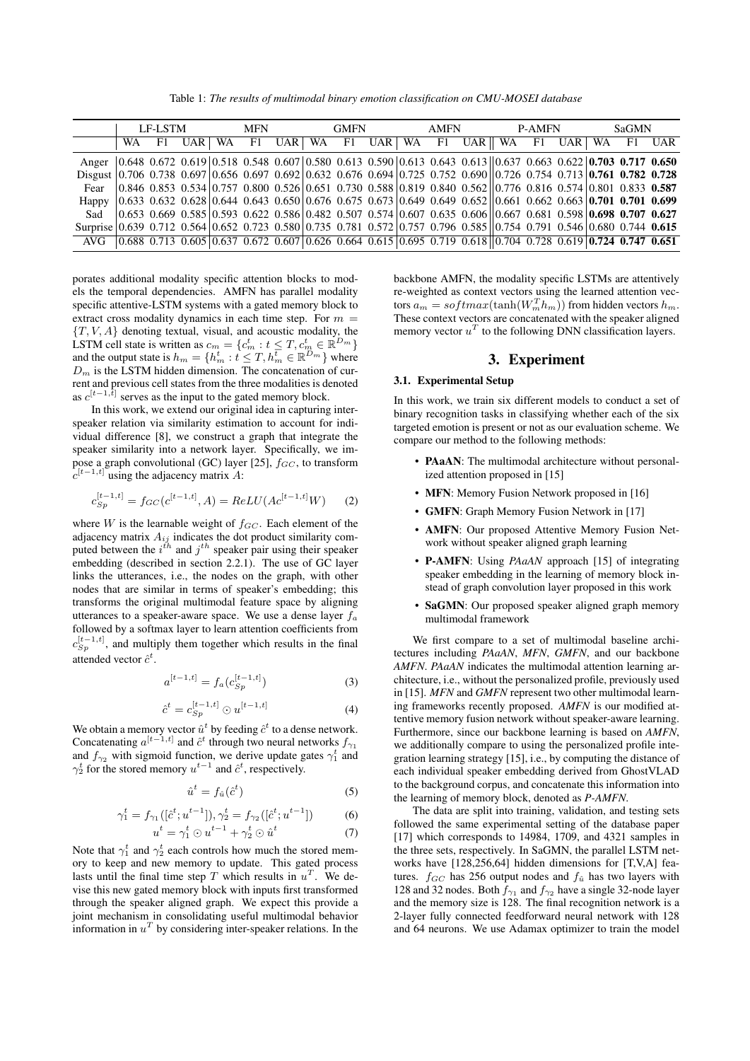Table 1: *The results of multimodal binary emotion classification on CMU-MOSEI database*

| | LF-LSTM | | | MFN | | | GMFN | | | AMFN | | | P-AMFN | | | SaGMN | | |
|---|---|---|---|---|---|---|---|---|---|---|---|---|---|---|---|---|---|---|
| | WA | F1 | UAR | WA | F1 | UAR | WA | F1 | UAR | WA | F1 | UAR | WA | F1 | UAR | WA | F1 | UAR |
| Anger | 0.648 | 0.672 | 0.619 | 0.518 | 0.548 | 0.607 | 0.580 | 0.613 | 0.590 | 0.613 | 0.643 | 0.613 | 0.637 | 0.663 | 0.622 | **0.703** | **0.717** | **0.650** |
| Disgust | 0.706 | 0.738 | 0.697 | 0.656 | 0.697 | 0.692 | 0.632 | 0.676 | 0.694 | 0.725 | 0.752 | 0.690 | 0.726 | 0.754 | 0.713 | **0.761** | **0.782** | **0.728** |
| Fear | 0.846 | 0.853 | 0.534 | 0.757 | 0.800 | 0.526 | 0.651 | 0.730 | 0.588 | 0.819 | 0.840 | 0.562 | 0.776 | 0.816 | 0.574 | 0.801 | 0.833 | **0.587** |
| Happy | 0.633 | 0.632 | 0.628 | 0.644 | 0.643 | 0.650 | 0.676 | 0.675 | 0.673 | 0.649 | 0.649 | 0.652 | 0.661 | 0.662 | 0.663 | **0.701** | **0.701** | **0.699** |
| Sad | 0.653 | 0.669 | 0.585 | 0.593 | 0.622 | 0.586 | 0.482 | 0.507 | 0.574 | 0.607 | 0.635 | 0.606 | 0.667 | 0.681 | 0.598 | **0.698** | **0.707** | **0.627** |
| Surprise | 0.639 | 0.712 | 0.564 | 0.652 | 0.723 | 0.580 | 0.735 | 0.781 | 0.572 | 0.757 | 0.796 | 0.585 | 0.754 | 0.791 | 0.546 | 0.680 | 0.744 | **0.615** |
| AVG | 0.688 | 0.713 | 0.605 | 0.637 | 0.672 | 0.607 | 0.626 | 0.664 | 0.615 | 0.695 | 0.719 | 0.618 | 0.704 | 0.728 | 0.619 | **0.724** | **0.747** | **0.651** |

porates additional modality specific attention blocks to models the temporal dependencies. AMFN has parallel modality specific attentive-LSTM systems with a gated memory block to extract cross modality dynamics in each time step. For $m = \{T, V, A\}$ denoting textual, visual, and acoustic modality, the LSTM cell state is written as $c_m = \{c_m^t : t \le T, c_m^t \in \mathbb{R}^{D_m}\}$ and the output state is $h_m = \{h_m^t : t \le T, h_m^t \in \mathbb{R}^{D_m}\}$ where $D_m$ is the LSTM hidden dimension. The concatenation of current and previous cell states from the three modalities is denoted as $c^{[t-1,t]}$ serves as the input to the gated memory block.

In this work, we extend our original idea in capturing inter-speaker relation via similarity estimation to account for individual difference [8], we construct a graph that integrate the speaker similarity into a network layer. Specifically, we impose a graph convolutional (GC) layer [25], $f_{GC}$, to transform $c^{[t-1,t]}$ using the adjacency matrix $A$:

$$c_{Sp}^{[t-1,t]} = f_{GC}(c^{[t-1,t]}, A) = ReLU(Ac^{[t-1,t]}W) \tag{2}$$

where $W$ is the learnable weight of $f_{GC}$. Each element of the adjacency matrix $A_{ij}$ indicates the dot product similarity computed between the $i^{th}$ and $j^{th}$ speaker pair using their speaker embedding (described in section 2.2.1). The use of GC layer links the utterances, i.e., the nodes on the graph, with other nodes that are similar in terms of speaker's embedding; this transforms the original multimodal feature space by aligning utterances to a speaker-aware space. We use a dense layer $f_a$ followed by a softmax layer to learn attention coefficients from $c_{Sp}^{[t-1,t]}$, and multiply them together which results in the final attended vector $\hat{c}^t$.

$$a^{[t-1,t]} = f_a(c_{Sp}^{[t-1,t]}) \tag{3}$$

$$\hat{c}^t = c_{Sp}^{[t-1,t]} \odot u^{[t-1,t]} \tag{4}$$

We obtain a memory vector $\hat{u}^t$ by feeding $\hat{c}^t$ to a dense network. Concatenating $a^{[t-1,t]}$ and $\hat{c}^t$ through two neural networks $f_{\gamma_1}$ and $f_{\gamma_2}$ with sigmoid function, we derive update gates $\gamma_1^t$ and $\gamma_2^t$ for the stored memory $u^{t-1}$ and $\hat{c}^t$, respectively.

$$\hat{u}^t = f_{\hat{u}}(\hat{c}^t) \tag{5}$$

$$\gamma_1^t = f_{\gamma_1}([\hat{c}^t; u^{t-1}]), \gamma_2^t = f_{\gamma_2}([\hat{c}^t; u^{t-1}]) \tag{6}$$

$$u^t = \gamma_1^t \odot u^{t-1} + \gamma_2^t \odot \hat{u}^t \tag{7}$$

Note that $\gamma_1^t$ and $\gamma_2^t$ each controls how much the stored memory to keep and new memory to update. This gated process lasts until the final time step $T$ which results in $u^T$. We devise this new gated memory block with inputs first transformed through the speaker aligned graph. We expect this provide a joint mechanism in consolidating useful multimodal behavior information in $u^T$ by considering inter-speaker relations. In the backbone AMFN, the modality specific LSTMs are attentively re-weighted as context vectors using the learned attention vectors $a_m = softmax(\tanh(W_m^T h_m))$ from hidden vectors $h_m$. These context vectors are concatenated with the speaker aligned memory vector $u^T$ to the following DNN classification layers.

## 3. Experiment

### 3.1. Experimental Setup

In this work, we train six different models to conduct a set of binary recognition tasks in classifying whether each of the six targeted emotion is present or not as our evaluation scheme. We compare our method to the following methods:

- **PAaAN**: The multimodal architecture without personalized attention proposed in [15]
- **MFN**: Memory Fusion Network proposed in [16]
- **GMFN**: Graph Memory Fusion Network in [17]
- **AMFN**: Our proposed Attentive Memory Fusion Network without speaker aligned graph learning
- **P-AMFN**: Using *PAaAN* approach [15] of integrating speaker embedding in the learning of memory block instead of graph convolution layer proposed in this work
- **SaGMN**: Our proposed speaker aligned graph memory multimodal framework

We first compare to a set of multimodal baseline architectures including *PAaAN*, *MFN*, *GMFN*, and our backbone *AMFN*. *PAaAN* indicates the multimodal attention learning architecture, i.e., without the personalized profile, previously used in [15]. *MFN* and *GMFN* represent two other multimodal learning frameworks recently proposed. *AMFN* is our modified attentive memory fusion network without speaker-aware learning. Furthermore, since our backbone learning is based on *AMFN*, we additionally compare to using the personalized profile integration learning strategy [15], i.e., by computing the distance of each individual speaker embedding derived from GhostVLAD to the background corpus, and concatenate this information into the learning of memory block, denoted as *P-AMFN*.

The data are split into training, validation, and testing sets followed the same experimental setting of the database paper [17] which corresponds to 14984, 1709, and 4321 samples in the three sets, respectively. In SaGMN, the parallel LSTM networks have [128,256,64] hidden dimensions for [T,V,A] features. $f_{GC}$ has 256 output nodes and $f_{\hat{u}}$ has two layers with 128 and 32 nodes. Both $f_{\gamma_1}$ and $f_{\gamma_2}$ have a single 32-node layer and the memory size is 128. The final recognition network is a 2-layer fully connected feedforward neural network with 128 and 64 neurons. We use Adamax optimizer to train the model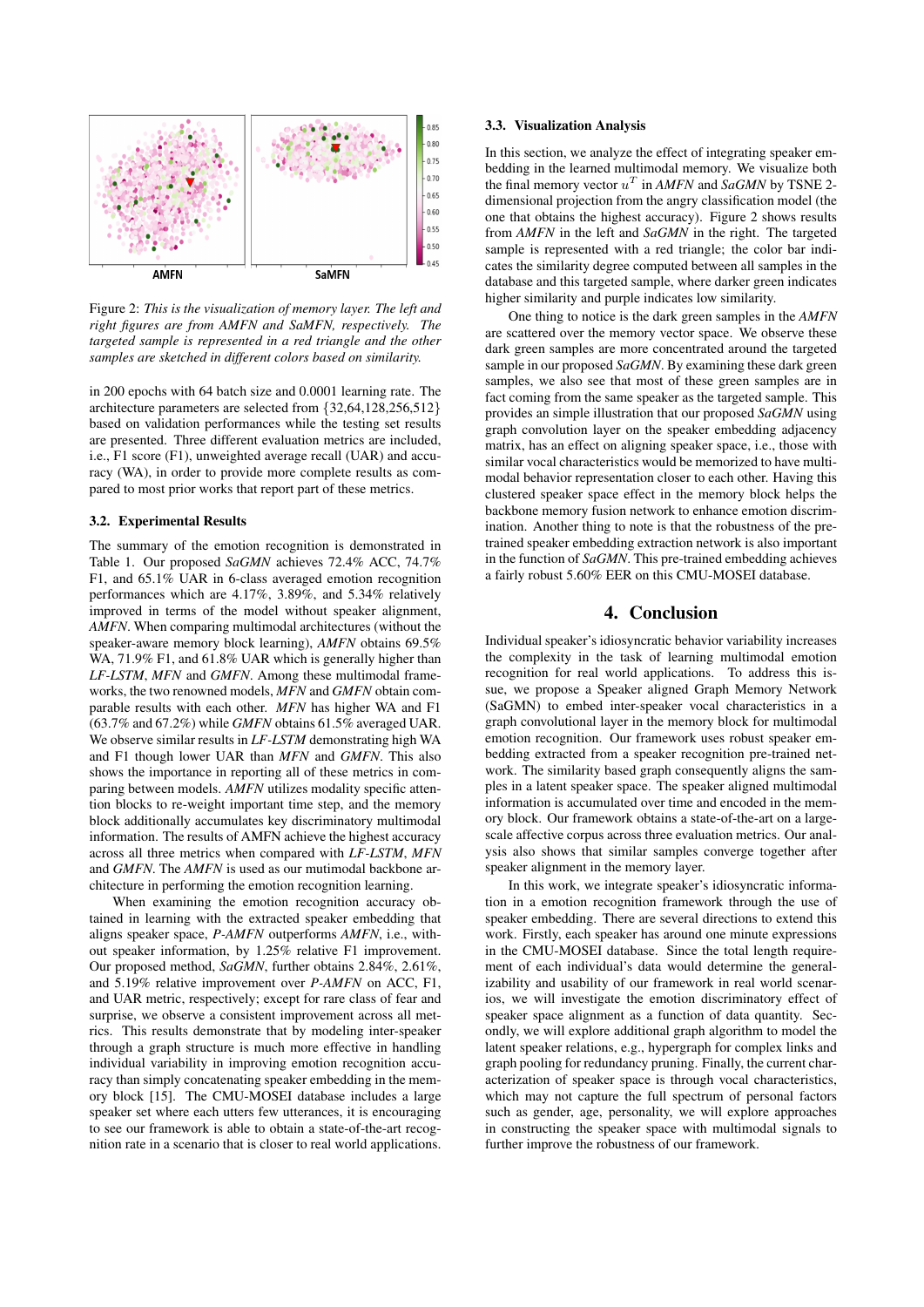Figure 2: *This is the visualization of memory layer. The left and right figures are from AMFN and SaMFN, respectively. The targeted sample is represented in a red triangle and the other samples are sketched in different colors based on similarity.*

in 200 epochs with 64 batch size and 0.0001 learning rate. The architecture parameters are selected from {32,64,128,256,512} based on validation performances while the testing set results are presented. Three different evaluation metrics are included, i.e., F1 score (F1), unweighted average recall (UAR) and accuracy (WA), in order to provide more complete results as compared to most prior works that report part of these metrics.

### 3.2. Experimental Results

The summary of the emotion recognition is demonstrated in Table 1. Our proposed *SaGMN* achieves 72.4% ACC, 74.7% F1, and 65.1% UAR in 6-class averaged emotion recognition performances which are 4.17%, 3.89%, and 5.34% relatively improved in terms of the model without speaker alignment, *AMFN*. When comparing multimodal architectures (without the speaker-aware memory block learning), *AMFN* obtains 69.5% WA, 71.9% F1, and 61.8% UAR which is generally higher than *LF-LSTM*, *MFN* and *GMFN*. Among these multimodal frameworks, the two renowned models, *MFN* and *GMFN* obtain comparable results with each other. *MFN* has higher WA and F1 (63.7% and 67.2%) while *GMFN* obtains 61.5% averaged UAR. We observe similar results in *LF-LSTM* demonstrating high WA and F1 though lower UAR than *MFN* and *GMFN*. This also shows the importance in reporting all of these metrics in comparing between models. *AMFN* utilizes modality specific attention blocks to re-weight important time step, and the memory block additionally accumulates key discriminatory multimodal information. The results of AMFN achieve the highest accuracy across all three metrics when compared with *LF-LSTM*, *MFN* and *GMFN*. The *AMFN* is used as our mutimodal backbone architecture in performing the emotion recognition learning.

When examining the emotion recognition accuracy obtained in learning with the extracted speaker embedding that aligns speaker space, *P-AMFN* outperforms *AMFN*, i.e., without speaker information, by 1.25% relative F1 improvement. Our proposed method, *SaGMN*, further obtains 2.84%, 2.61%, and 5.19% relative improvement over *P-AMFN* on ACC, F1, and UAR metric, respectively; except for rare class of fear and surprise, we observe a consistent improvement across all metrics. This results demonstrate that by modeling inter-speaker through a graph structure is much more effective in handling individual variability in improving emotion recognition accuracy than simply concatenating speaker embedding in the memory block [15]. The CMU-MOSEI database includes a large speaker set where each utters few utterances, it is encouraging to see our framework is able to obtain a state-of-the-art recognition rate in a scenario that is closer to real world applications.

### 3.3. Visualization Analysis

In this section, we analyze the effect of integrating speaker embedding in the learned multimodal memory. We visualize both the final memory vector $u^T$ in *AMFN* and *SaGMN* by TSNE 2-dimensional projection from the angry classification model (the one that obtains the highest accuracy). Figure 2 shows results from *AMFN* in the left and *SaGMN* in the right. The targeted sample is represented with a red triangle; the color bar indicates the similarity degree computed between all samples in the database and this targeted sample, where darker green indicates higher similarity and purple indicates low similarity.

One thing to notice is the dark green samples in the *AMFN* are scattered over the memory vector space. We observe these dark green samples are more concentrated around the targeted sample in our proposed *SaGMN*. By examining these dark green samples, we also see that most of these green samples are in fact coming from the same speaker as the targeted sample. This provides an simple illustration that our proposed *SaGMN* using graph convolution layer on the speaker embedding adjacency matrix, has an effect on aligning speaker space, i.e., those with similar vocal characteristics would be memorized to have multimodal behavior representation closer to each other. Having this clustered speaker space effect in the memory block helps the backbone memory fusion network to enhance emotion discrimination. Another thing to note is that the robustness of the pretrained speaker embedding extraction network is also important in the function of *SaGMN*. This pre-trained embedding achieves a fairly robust 5.60% EER on this CMU-MOSEI database.

## 4. Conclusion

Individual speaker's idiosyncratic behavior variability increases the complexity in the task of learning multimodal emotion recognition for real world applications. To address this issue, we propose a Speaker aligned Graph Memory Network (SaGMN) to embed inter-speaker vocal characteristics in a graph convolutional layer in the memory block for multimodal emotion recognition. Our framework uses robust speaker embedding extracted from a speaker recognition pre-trained network. The similarity based graph consequently aligns the samples in a latent speaker space. The speaker aligned multimodal information is accumulated over time and encoded in the memory block. Our framework obtains a state-of-the-art on a large-scale affective corpus across three evaluation metrics. Our analysis also shows that similar samples converge together after speaker alignment in the memory layer.

In this work, we integrate speaker's idiosyncratic information in a emotion recognition framework through the use of speaker embedding. There are several directions to extend this work. Firstly, each speaker has around one minute expressions in the CMU-MOSEI database. Since the total length requirement of each individual's data would determine the generalizability and usability of our framework in real world scenarios, we will investigate the emotion discriminatory effect of speaker space alignment as a function of data quantity. Secondly, we will explore additional graph algorithm to model the latent speaker relations, e.g., hypergraph for complex links and graph pooling for redundancy pruning. Finally, the current characterization of speaker space is through vocal characteristics, which may not capture the full spectrum of personal factors such as gender, age, personality, we will explore approaches in constructing the speaker space with multimodal signals to further improve the robustness of our framework.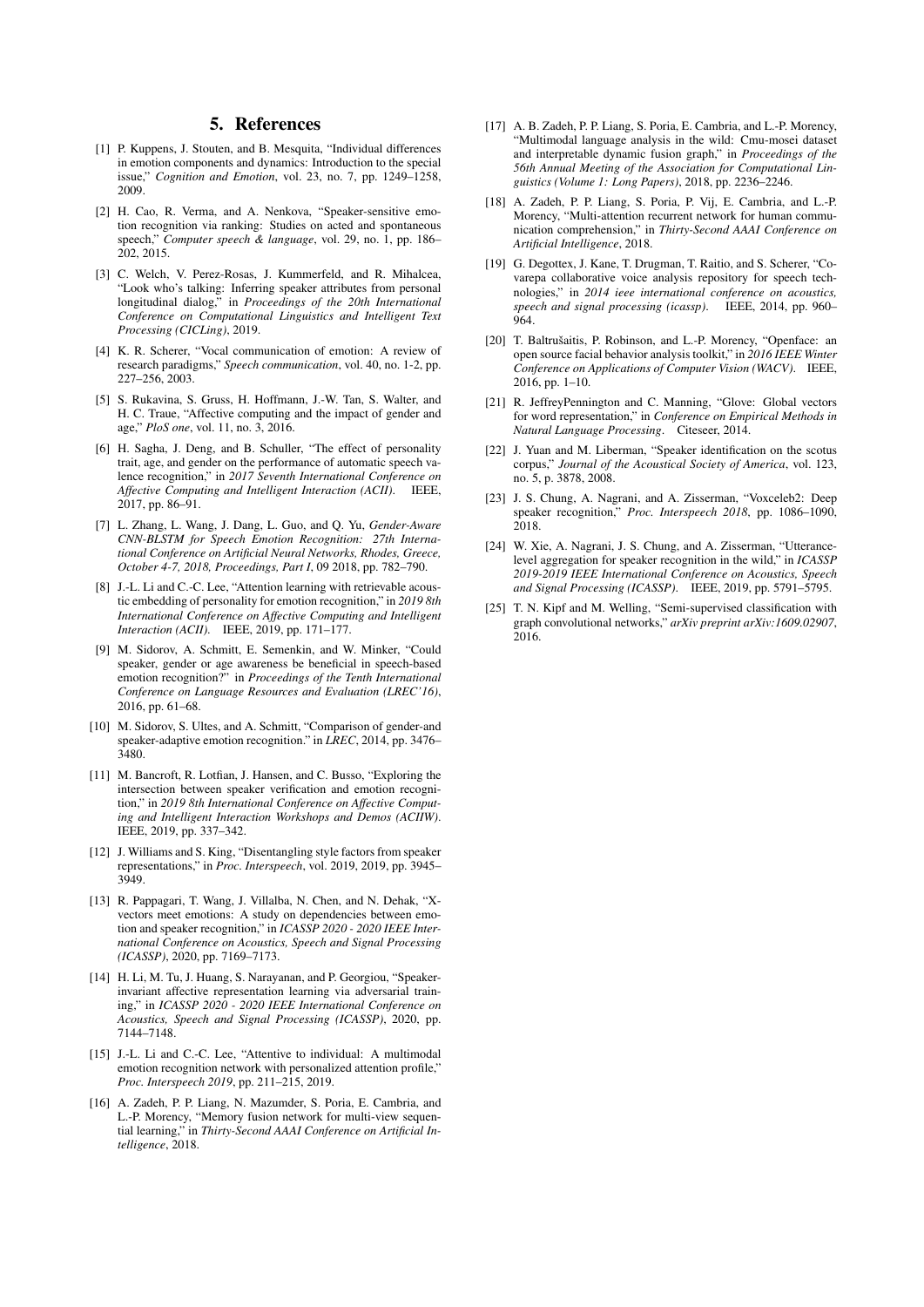## 5. References

[1] P. Kuppens, J. Stouten, and B. Mesquita, "Individual differences in emotion components and dynamics: Introduction to the special issue," *Cognition and Emotion*, vol. 23, no. 7, pp. 1249–1258, 2009.

[2] H. Cao, R. Verma, and A. Nenkova, "Speaker-sensitive emotion recognition via ranking: Studies on acted and spontaneous speech," *Computer speech & language*, vol. 29, no. 1, pp. 186–202, 2015.

[3] C. Welch, V. Perez-Rosas, J. Kummerfeld, and R. Mihalcea, "Look who's talking: Inferring speaker attributes from personal longitudinal dialog," in *Proceedings of the 20th International Conference on Computational Linguistics and Intelligent Text Processing (CICLing)*, 2019.

[4] K. R. Scherer, "Vocal communication of emotion: A review of research paradigms," *Speech communication*, vol. 40, no. 1-2, pp. 227–256, 2003.

[5] S. Rukavina, S. Gruss, H. Hoffmann, J.-W. Tan, S. Walter, and H. C. Traue, "Affective computing and the impact of gender and age," *PloS one*, vol. 11, no. 3, 2016.

[6] H. Sagha, J. Deng, and B. Schuller, "The effect of personality trait, age, and gender on the performance of automatic speech valence recognition," in *2017 Seventh International Conference on Affective Computing and Intelligent Interaction (ACII)*. IEEE, 2017, pp. 86–91.

[7] L. Zhang, L. Wang, J. Dang, L. Guo, and Q. Yu, *Gender-Aware CNN-BLSTM for Speech Emotion Recognition: 27th International Conference on Artificial Neural Networks, Rhodes, Greece, October 4-7, 2018, Proceedings, Part I*, 09 2018, pp. 782–790.

[8] J.-L. Li and C.-C. Lee, "Attention learning with retrievable acoustic embedding of personality for emotion recognition," in *2019 8th International Conference on Affective Computing and Intelligent Interaction (ACII)*. IEEE, 2019, pp. 171–177.

[9] M. Sidorov, A. Schmitt, E. Semenkin, and W. Minker, "Could speaker, gender or age awareness be beneficial in speech-based emotion recognition?" in *Proceedings of the Tenth International Conference on Language Resources and Evaluation (LREC'16)*, 2016, pp. 61–68.

[10] M. Sidorov, S. Ultes, and A. Schmitt, "Comparison of gender-and speaker-adaptive emotion recognition." in *LREC*, 2014, pp. 3476–3480.

[11] M. Bancroft, R. Lotfian, J. Hansen, and C. Busso, "Exploring the intersection between speaker verification and emotion recognition," in *2019 8th International Conference on Affective Computing and Intelligent Interaction Workshops and Demos (ACIIW)*. IEEE, 2019, pp. 337–342.

[12] J. Williams and S. King, "Disentangling style factors from speaker representations," in *Proc. Interspeech*, vol. 2019, 2019, pp. 3945–3949.

[13] R. Pappagari, T. Wang, J. Villalba, N. Chen, and N. Dehak, "X-vectors meet emotions: A study on dependencies between emotion and speaker recognition," in *ICASSP 2020 - 2020 IEEE International Conference on Acoustics, Speech and Signal Processing (ICASSP)*, 2020, pp. 7169–7173.

[14] H. Li, M. Tu, J. Huang, S. Narayanan, and P. Georgiou, "Speaker-invariant affective representation learning via adversarial training," in *ICASSP 2020 - 2020 IEEE International Conference on Acoustics, Speech and Signal Processing (ICASSP)*, 2020, pp. 7144–7148.

[15] J.-L. Li and C.-C. Lee, "Attentive to individual: A multimodal emotion recognition network with personalized attention profile," *Proc. Interspeech 2019*, pp. 211–215, 2019.

[16] A. Zadeh, P. P. Liang, N. Mazumder, S. Poria, E. Cambria, and L.-P. Morency, "Memory fusion network for multi-view sequential learning," in *Thirty-Second AAAI Conference on Artificial Intelligence*, 2018.

[17] A. B. Zadeh, P. P. Liang, S. Poria, E. Cambria, and L.-P. Morency, "Multimodal language analysis in the wild: Cmu-mosei dataset and interpretable dynamic fusion graph," in *Proceedings of the 56th Annual Meeting of the Association for Computational Linguistics (Volume 1: Long Papers)*, 2018, pp. 2236–2246.

[18] A. Zadeh, P. P. Liang, S. Poria, P. Vij, E. Cambria, and L.-P. Morency, "Multi-attention recurrent network for human communication comprehension," in *Thirty-Second AAAI Conference on Artificial Intelligence*, 2018.

[19] G. Degottex, J. Kane, T. Drugman, T. Raitio, and S. Scherer, "Covarep collaborative voice analysis repository for speech technologies," in *2014 ieee international conference on acoustics, speech and signal processing (icassp)*. IEEE, 2014, pp. 960–964.

[20] T. Baltrušaitis, P. Robinson, and L.-P. Morency, "Openface: an open source facial behavior analysis toolkit," in *2016 IEEE Winter Conference on Applications of Computer Vision (WACV)*. IEEE, 2016, pp. 1–10.

[21] R. JeffreyPennington and C. Manning, "Glove: Global vectors for word representation," in *Conference on Empirical Methods in Natural Language Processing*. Citeseer, 2014.

[22] J. Yuan and M. Liberman, "Speaker identification on the scotus corpus," *Journal of the Acoustical Society of America*, vol. 123, no. 5, p. 3878, 2008.

[23] J. S. Chung, A. Nagrani, and A. Zisserman, "Voxceleb2: Deep speaker recognition," *Proc. Interspeech 2018*, pp. 1086–1090, 2018.

[24] W. Xie, A. Nagrani, J. S. Chung, and A. Zisserman, "Utterance-level aggregation for speaker recognition in the wild," in *ICASSP 2019-2019 IEEE International Conference on Acoustics, Speech and Signal Processing (ICASSP)*. IEEE, 2019, pp. 5791–5795.

[25] T. N. Kipf and M. Welling, "Semi-supervised classification with graph convolutional networks," *arXiv preprint arXiv:1609.02907*, 2016.